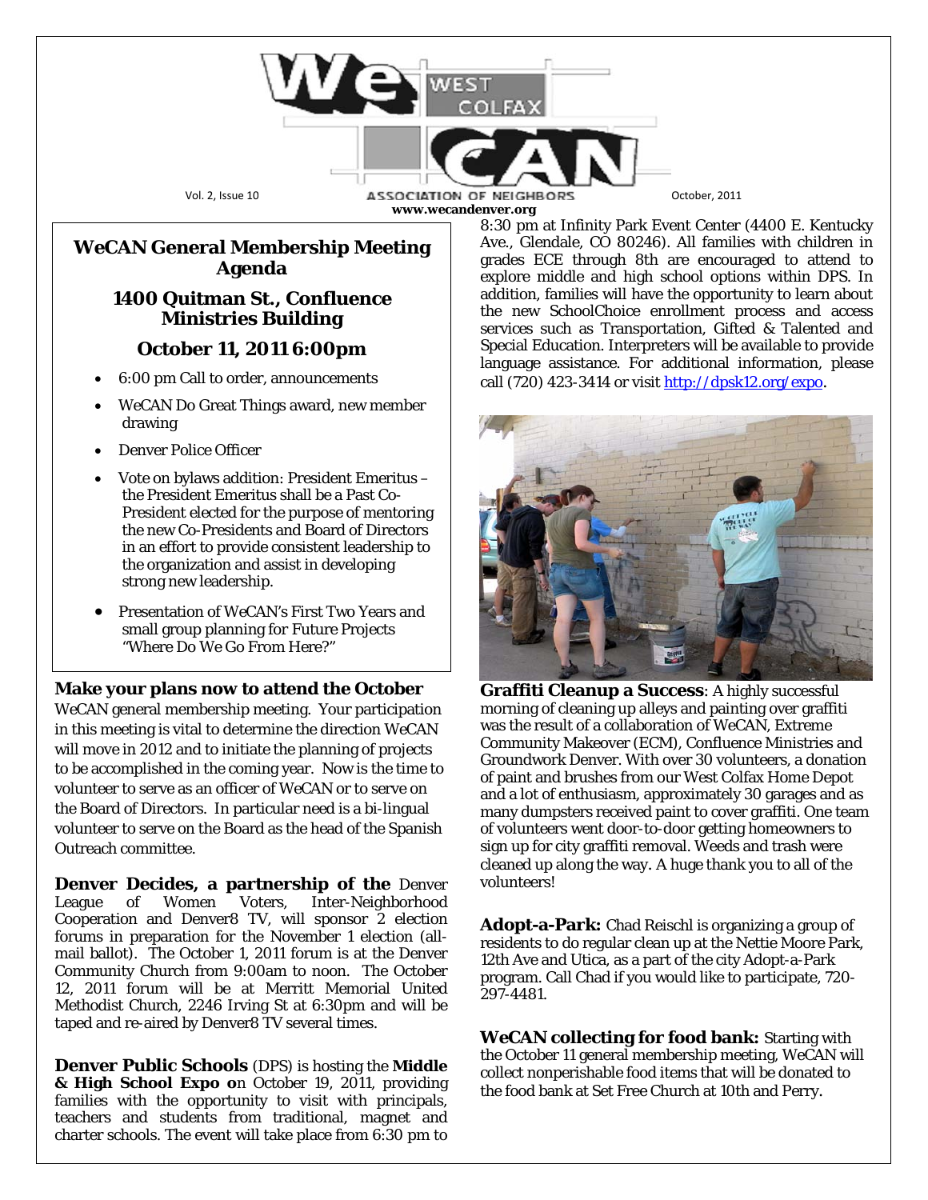# WeCAN West Colfax Association of Neighbors

Vol. 2, Issue 10 — October, 2011

www.wecandenver.org

## WeCAN General Membership Meeting Agenda

### 1400 Quitman St., Confluence Ministries Building

### October 11, 2011 6:00pm

- 6:00 pm Call to order, announcements
- WeCAN Do Great Things award, new member drawing
- Denver Police Officer
- Vote on bylaws addition: President Emeritus – the President Emeritus shall be a Past Co-President elected for the purpose of mentoring the new Co-Presidents and Board of Directors in an effort to provide consistent leadership to the organization and assist in developing strong new leadership.
- Presentation of WeCAN's First Two Years and small group planning for Future Projects "Where Do We Go From Here?"

**Make your plans now to attend the October** WeCAN general membership meeting. Your participation in this meeting is vital to determine the direction WeCAN will move in 2012 and to initiate the planning of projects to be accomplished in the coming year. Now is the time to volunteer to serve as an officer of WeCAN or to serve on the Board of Directors. In particular need is a bi-lingual volunteer to serve on the Board as the head of the Spanish Outreach committee.

**Denver Decides, a partnership of the** Denver League of Women Voters, Inter-Neighborhood Cooperation and Denver8 TV, will sponsor 2 election forums in preparation for the November 1 election (all-mail ballot). The October 1, 2011 forum is at the Denver Community Church from 9:00am to noon. The October 12, 2011 forum will be at Merritt Memorial United Methodist Church, 2246 Irving St at 6:30pm and will be taped and re-aired by Denver8 TV several times.

**Denver Public Schools** (DPS) is hosting the **Middle & High School Expo o**n October 19, 2011, providing families with the opportunity to visit with principals, teachers and students from traditional, magnet and charter schools. The event will take place from 6:30 pm to 8:30 pm at Infinity Park Event Center (4400 E. Kentucky Ave., Glendale, CO 80246). All families with children in grades ECE through 8th are encouraged to attend to explore middle and high school options within DPS. In addition, families will have the opportunity to learn about the new SchoolChoice enrollment process and access services such as Transportation, Gifted & Talented and Special Education. Interpreters will be available to provide language assistance. For additional information, please call (720) 423-3414 or visit http://dpsk12.org/expo.

**Graffiti Cleanup a Success**: A highly successful morning of cleaning up alleys and painting over graffiti was the result of a collaboration of WeCAN, Extreme Community Makeover (ECM), Confluence Ministries and Groundwork Denver. With over 30 volunteers, a donation of paint and brushes from our West Colfax Home Depot and a lot of enthusiasm, approximately 30 garages and as many dumpsters received paint to cover graffiti. One team of volunteers went door-to-door getting homeowners to sign up for city graffiti removal. Weeds and trash were cleaned up along the way. A huge thank you to all of the volunteers!

**Adopt-a-Park:** Chad Reischl is organizing a group of residents to do regular clean up at the Nettie Moore Park, 12th Ave and Utica, as a part of the city Adopt-a-Park program. Call Chad if you would like to participate, 720-297-4481.

**WeCAN collecting for food bank:** Starting with the October 11 general membership meeting, WeCAN will collect nonperishable food items that will be donated to the food bank at Set Free Church at 10th and Perry.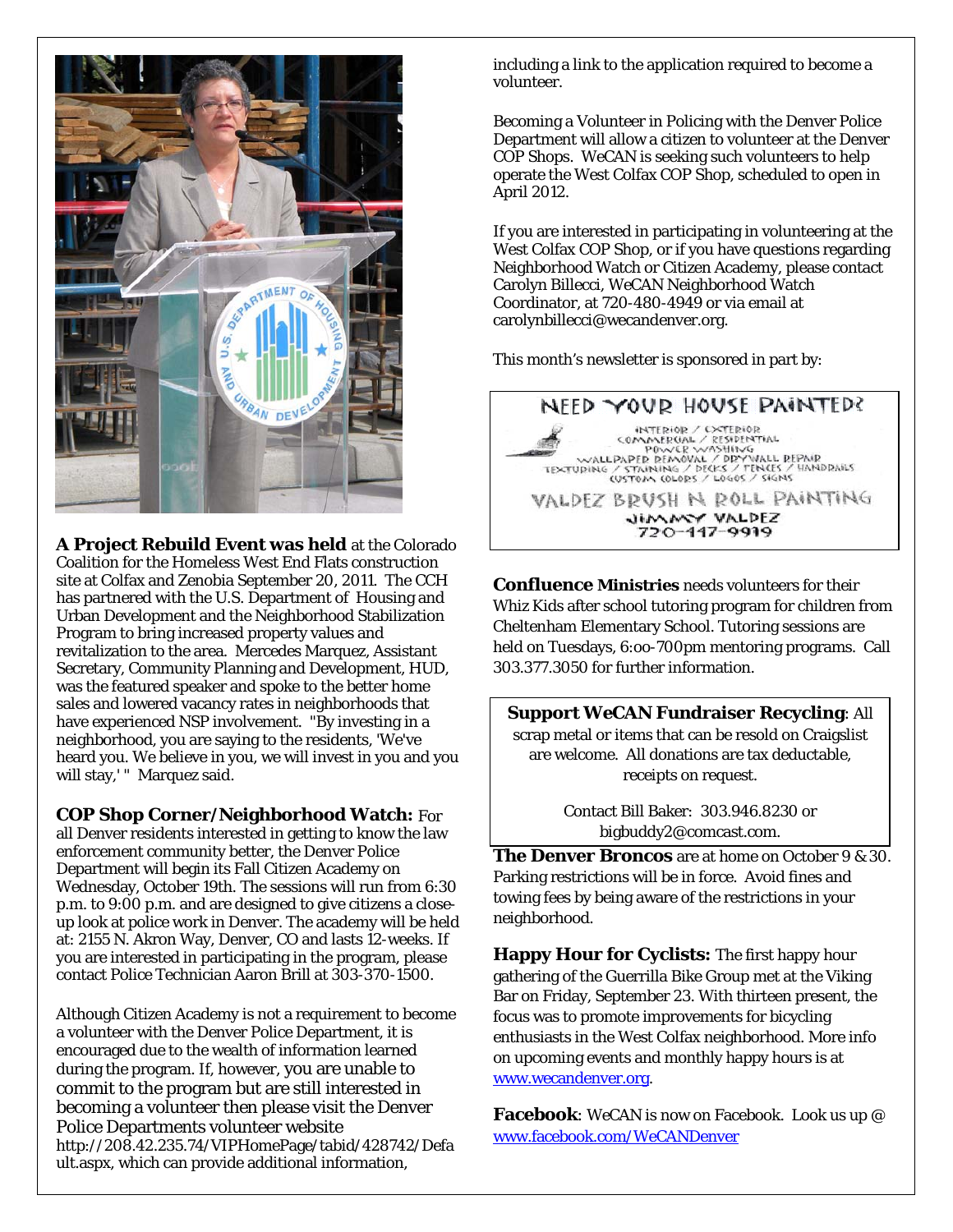**A Project Rebuild Event was held** at the Colorado Coalition for the Homeless West End Flats construction site at Colfax and Zenobia September 20, 2011. The CCH has partnered with the U.S. Department of Housing and Urban Development and the Neighborhood Stabilization Program to bring increased property values and revitalization to the area. Mercedes Marquez, Assistant Secretary, Community Planning and Development, HUD, was the featured speaker and spoke to the better home sales and lowered vacancy rates in neighborhoods that have experienced NSP involvement. "By investing in a neighborhood, you are saying to the residents, 'We've heard you. We believe in you, we will invest in you and you will stay,' " Marquez said.

**COP Shop Corner/Neighborhood Watch:** For all Denver residents interested in getting to know the law enforcement community better, the Denver Police Department will begin its Fall Citizen Academy on Wednesday, October 19th. The sessions will run from 6:30 p.m. to 9:00 p.m. and are designed to give citizens a close-up look at police work in Denver. The academy will be held at: 2155 N. Akron Way, Denver, CO and lasts 12-weeks. If you are interested in participating in the program, please contact Police Technician Aaron Brill at 303-370-1500.

Although Citizen Academy is not a requirement to become a volunteer with the Denver Police Department, it is encouraged due to the wealth of information learned during the program. If, however, you are unable to commit to the program but are still interested in becoming a volunteer then please visit the Denver Police Departments volunteer website http://208.42.235.74/VIPHomePage/tabid/428742/Default.aspx, which can provide additional information, including a link to the application required to become a volunteer.

Becoming a Volunteer in Policing with the Denver Police Department will allow a citizen to volunteer at the Denver COP Shops. WeCAN is seeking such volunteers to help operate the West Colfax COP Shop, scheduled to open in April 2012.

If you are interested in participating in volunteering at the West Colfax COP Shop, or if you have questions regarding Neighborhood Watch or Citizen Academy, please contact Carolyn Billecci, WeCAN Neighborhood Watch Coordinator, at 720-480-4949 or via email at carolynbillecci@wecandenver.org.

This month's newsletter is sponsored in part by:

NEED YOUR HOUSE PAINTED?

INTERIOR / EXTERIOR
COMMERCIAL / RESIDENTIAL
POWER WASHING
WALLPAPER REMOVAL / DRYWALL REPAIR
TEXTURING / STAINING / DECKS / FENCES / HANDRAILS
CUSTOM COLORS / LOGOS / SIGNS

VALDEZ BRUSH N ROLL PAINTING
JIMMY VALDEZ
720-447-9919

**Confluence Ministries** needs volunteers for their Whiz Kids after school tutoring program for children from Cheltenham Elementary School. Tutoring sessions are held on Tuesdays, 6:oo-700pm mentoring programs. Call 303.377.3050 for further information.

**Support WeCAN Fundraiser Recycling**: All scrap metal or items that can be resold on Craigslist are welcome. All donations are tax deductable, receipts on request.

Contact Bill Baker: 303.946.8230 or bigbuddy2@comcast.com.

**The Denver Broncos** are at home on October 9 & 30. Parking restrictions will be in force. Avoid fines and towing fees by being aware of the restrictions in your neighborhood.

**Happy Hour for Cyclists:** The first happy hour gathering of the Guerrilla Bike Group met at the Viking Bar on Friday, September 23. With thirteen present, the focus was to promote improvements for bicycling enthusiasts in the West Colfax neighborhood. More info on upcoming events and monthly happy hours is at www.wecandenver.org.

**Facebook**: WeCAN is now on Facebook. Look us up @ www.facebook.com/WeCANDenver